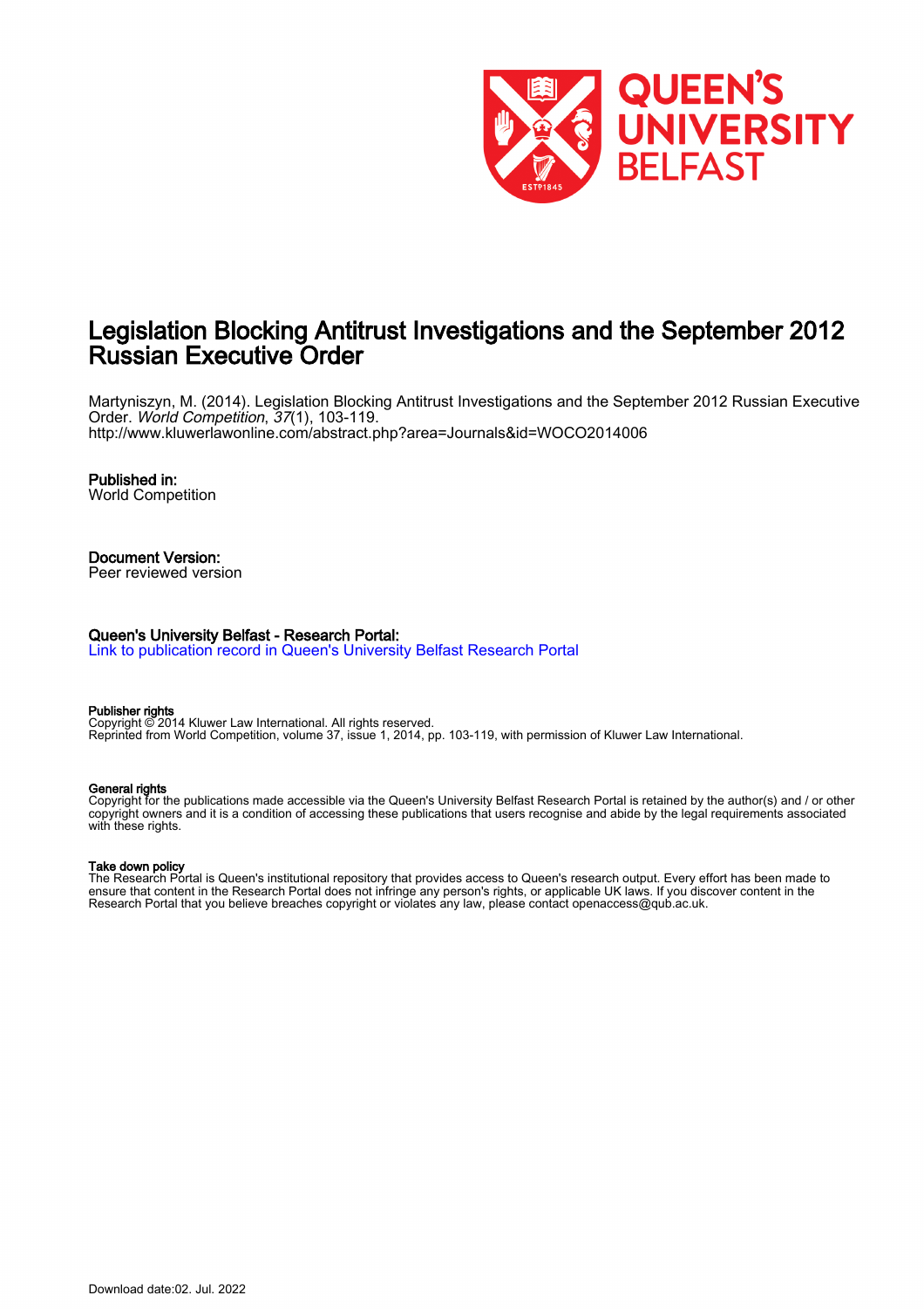# Legislation Blocking Antitrust Investigations and the September 2012 Russian Executive Order

Martyniszyn, M. (2014). Legislation Blocking Antitrust Investigations and the September 2012 Russian Executive Order. *World Competition*, *37*(1), 103-119. http://www.kluwerlawonline.com/abstract.php?area=Journals&id=WOCO2014006

**Published in:**
World Competition

**Document Version:**
Peer reviewed version

**Queen's University Belfast - Research Portal:**
Link to publication record in Queen's University Belfast Research Portal

**Publisher rights**
Copyright © 2014 Kluwer Law International. All rights reserved.
Reprinted from World Competition, volume 37, issue 1, 2014, pp. 103-119, with permission of Kluwer Law International.

**General rights**
Copyright for the publications made accessible via the Queen's University Belfast Research Portal is retained by the author(s) and / or other copyright owners and it is a condition of accessing these publications that users recognise and abide by the legal requirements associated with these rights.

**Take down policy**
The Research Portal is Queen's institutional repository that provides access to Queen's research output. Every effort has been made to ensure that content in the Research Portal does not infringe any person's rights, or applicable UK laws. If you discover content in the Research Portal that you believe breaches copyright or violates any law, please contact openaccess@qub.ac.uk.

Download date:02. Jul. 2022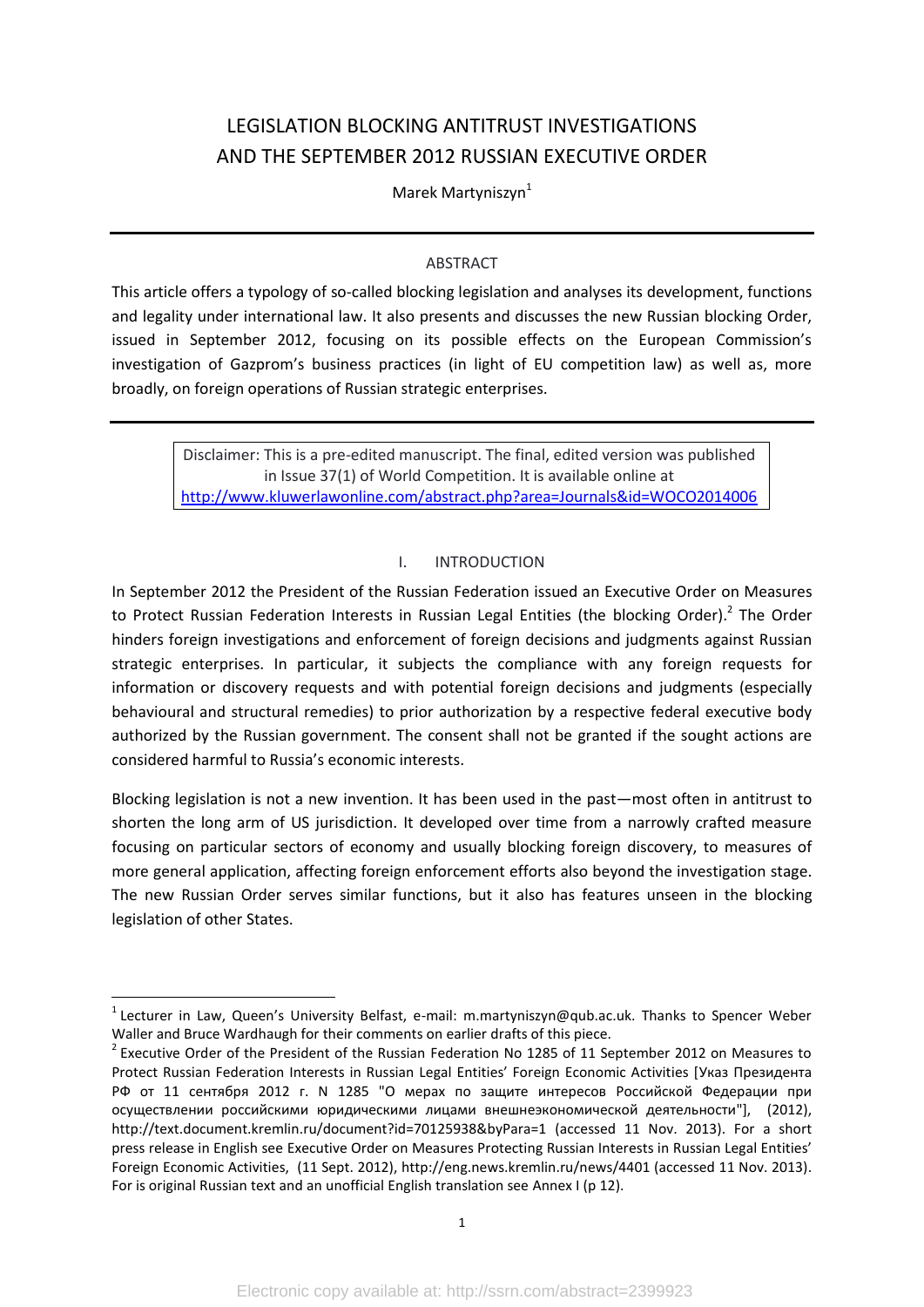# LEGISLATION BLOCKING ANTITRUST INVESTIGATIONS AND THE SEPTEMBER 2012 RUSSIAN EXECUTIVE ORDER

Marek Martyniszyn[1]

---

ABSTRACT

This article offers a typology of so-called blocking legislation and analyses its development, functions and legality under international law. It also presents and discusses the new Russian blocking Order, issued in September 2012, focusing on its possible effects on the European Commission's investigation of Gazprom's business practices (in light of EU competition law) as well as, more broadly, on foreign operations of Russian strategic enterprises.

---

> Disclaimer: This is a pre-edited manuscript. The final, edited version was published in Issue 37(1) of World Competition. It is available online at http://www.kluwerlawonline.com/abstract.php?area=Journals&id=WOCO2014006

## I. INTRODUCTION

In September 2012 the President of the Russian Federation issued an Executive Order on Measures to Protect Russian Federation Interests in Russian Legal Entities (the blocking Order).[2] The Order hinders foreign investigations and enforcement of foreign decisions and judgments against Russian strategic enterprises. In particular, it subjects the compliance with any foreign requests for information or discovery requests and with potential foreign decisions and judgments (especially behavioural and structural remedies) to prior authorization by a respective federal executive body authorized by the Russian government. The consent shall not be granted if the sought actions are considered harmful to Russia's economic interests.

Blocking legislation is not a new invention. It has been used in the past—most often in antitrust to shorten the long arm of US jurisdiction. It developed over time from a narrowly crafted measure focusing on particular sectors of economy and usually blocking foreign discovery, to measures of more general application, affecting foreign enforcement efforts also beyond the investigation stage. The new Russian Order serves similar functions, but it also has features unseen in the blocking legislation of other States.

---

[1] Lecturer in Law, Queen's University Belfast, e-mail: m.martyniszyn@qub.ac.uk. Thanks to Spencer Weber Waller and Bruce Wardhaugh for their comments on earlier drafts of this piece.

[2] Executive Order of the President of the Russian Federation No 1285 of 11 September 2012 on Measures to Protect Russian Federation Interests in Russian Legal Entities' Foreign Economic Activities [Указ Президента РФ от 11 сентября 2012 г. N 1285 "О мерах по защите интересов Российской Федерации при осуществлении российскими юридическими лицами внешнеэкономической деятельности"], (2012), http://text.document.kremlin.ru/document?id=70125938&byPara=1 (accessed 11 Nov. 2013). For a short press release in English see Executive Order on Measures Protecting Russian Interests in Russian Legal Entities' Foreign Economic Activities, (11 Sept. 2012), http://eng.news.kremlin.ru/news/4401 (accessed 11 Nov. 2013). For is original Russian text and an unofficial English translation see Annex I (p 12).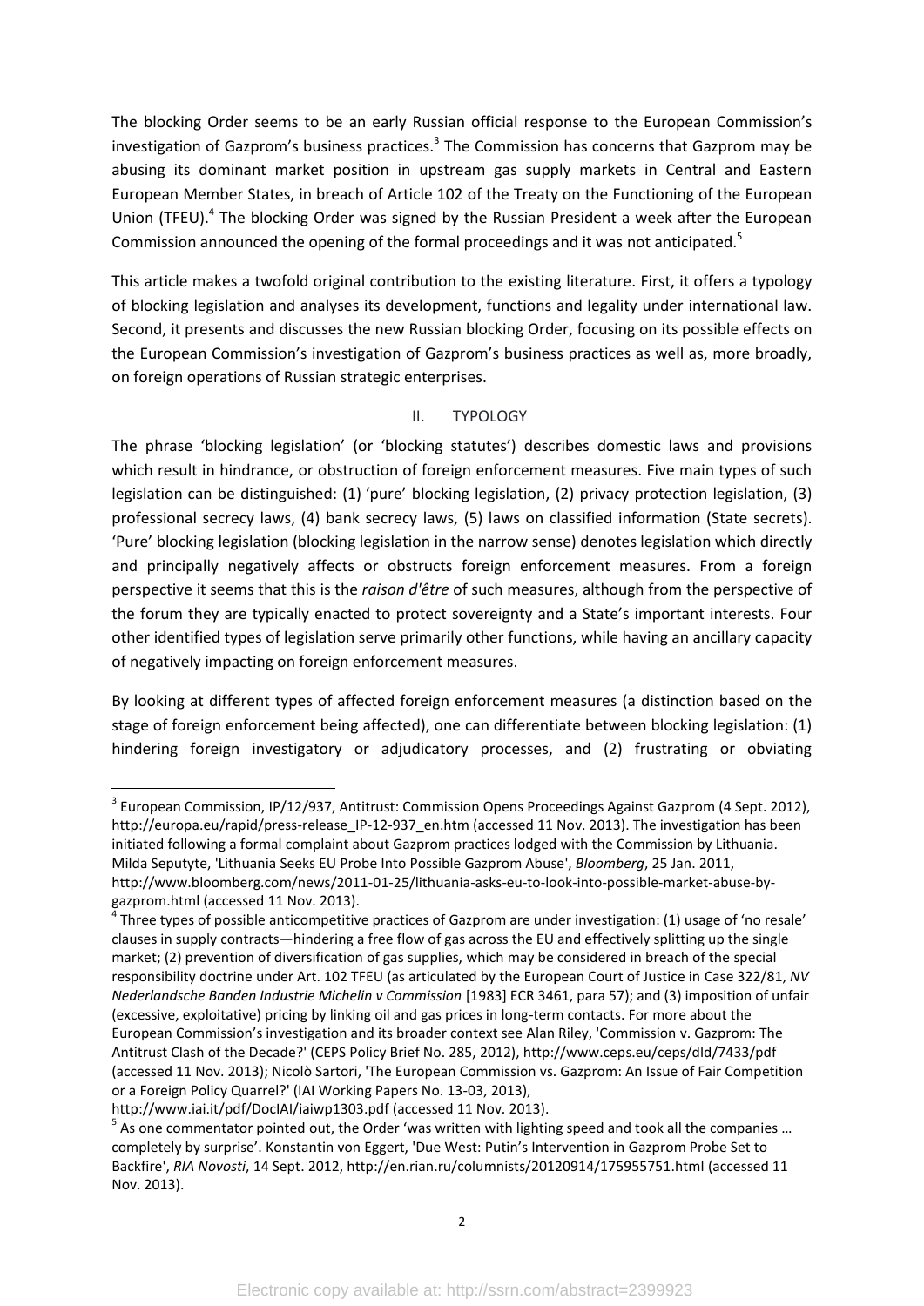The blocking Order seems to be an early Russian official response to the European Commission's investigation of Gazprom's business practices.[3] The Commission has concerns that Gazprom may be abusing its dominant market position in upstream gas supply markets in Central and Eastern European Member States, in breach of Article 102 of the Treaty on the Functioning of the European Union (TFEU).[4] The blocking Order was signed by the Russian President a week after the European Commission announced the opening of the formal proceedings and it was not anticipated.[5]

This article makes a twofold original contribution to the existing literature. First, it offers a typology of blocking legislation and analyses its development, functions and legality under international law. Second, it presents and discusses the new Russian blocking Order, focusing on its possible effects on the European Commission's investigation of Gazprom's business practices as well as, more broadly, on foreign operations of Russian strategic enterprises.

## II. TYPOLOGY

The phrase 'blocking legislation' (or 'blocking statutes') describes domestic laws and provisions which result in hindrance, or obstruction of foreign enforcement measures. Five main types of such legislation can be distinguished: (1) 'pure' blocking legislation, (2) privacy protection legislation, (3) professional secrecy laws, (4) bank secrecy laws, (5) laws on classified information (State secrets). 'Pure' blocking legislation (blocking legislation in the narrow sense) denotes legislation which directly and principally negatively affects or obstructs foreign enforcement measures. From a foreign perspective it seems that this is the *raison d'être* of such measures, although from the perspective of the forum they are typically enacted to protect sovereignty and a State's important interests. Four other identified types of legislation serve primarily other functions, while having an ancillary capacity of negatively impacting on foreign enforcement measures.

By looking at different types of affected foreign enforcement measures (a distinction based on the stage of foreign enforcement being affected), one can differentiate between blocking legislation: (1) hindering foreign investigatory or adjudicatory processes, and (2) frustrating or obviating

---

[3] European Commission, IP/12/937, Antitrust: Commission Opens Proceedings Against Gazprom (4 Sept. 2012), http://europa.eu/rapid/press-release_IP-12-937_en.htm (accessed 11 Nov. 2013). The investigation has been initiated following a formal complaint about Gazprom practices lodged with the Commission by Lithuania. Milda Seputyte, 'Lithuania Seeks EU Probe Into Possible Gazprom Abuse', *Bloomberg*, 25 Jan. 2011, http://www.bloomberg.com/news/2011-01-25/lithuania-asks-eu-to-look-into-possible-market-abuse-by-gazprom.html (accessed 11 Nov. 2013).

[4] Three types of possible anticompetitive practices of Gazprom are under investigation: (1) usage of 'no resale' clauses in supply contracts—hindering a free flow of gas across the EU and effectively splitting up the single market; (2) prevention of diversification of gas supplies, which may be considered in breach of the special responsibility doctrine under Art. 102 TFEU (as articulated by the European Court of Justice in Case 322/81, *NV Nederlandsche Banden Industrie Michelin v Commission* [1983] ECR 3461, para 57); and (3) imposition of unfair (excessive, exploitative) pricing by linking oil and gas prices in long-term contacts. For more about the European Commission's investigation and its broader context see Alan Riley, 'Commission v. Gazprom: The Antitrust Clash of the Decade?' (CEPS Policy Brief No. 285, 2012), http://www.ceps.eu/ceps/dld/7433/pdf (accessed 11 Nov. 2013); Nicolò Sartori, 'The European Commission vs. Gazprom: An Issue of Fair Competition or a Foreign Policy Quarrel?' (IAI Working Papers No. 13-03, 2013), http://www.iai.it/pdf/DocIAI/iaiwp1303.pdf (accessed 11 Nov. 2013).

[5] As one commentator pointed out, the Order 'was written with lighting speed and took all the companies … completely by surprise'. Konstantin von Eggert, 'Due West: Putin's Intervention in Gazprom Probe Set to Backfire', *RIA Novosti*, 14 Sept. 2012, http://en.rian.ru/columnists/20120914/175955751.html (accessed 11 Nov. 2013).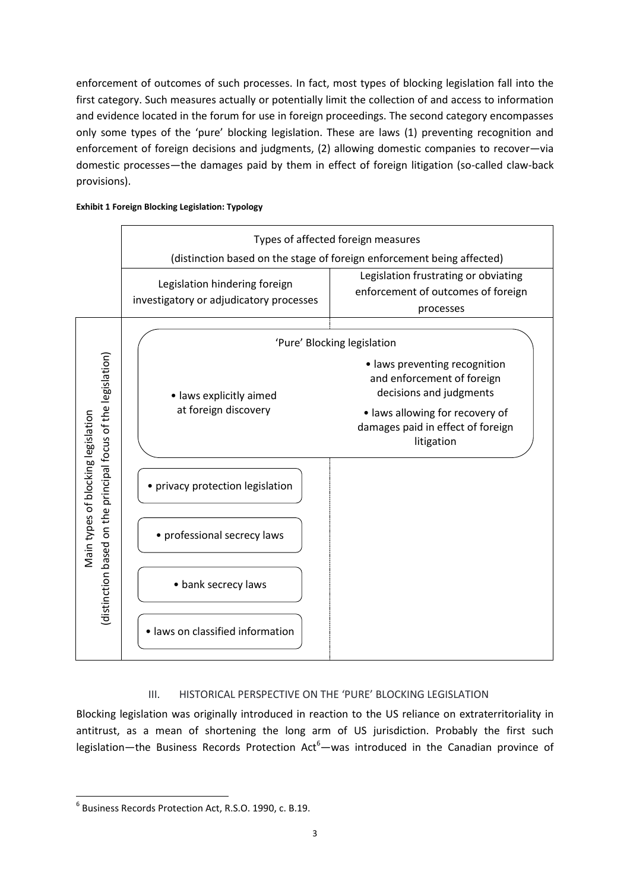enforcement of outcomes of such processes. In fact, most types of blocking legislation fall into the first category. Such measures actually or potentially limit the collection of and access to information and evidence located in the forum for use in foreign proceedings. The second category encompasses only some types of the 'pure' blocking legislation. These are laws (1) preventing recognition and enforcement of foreign decisions and judgments, (2) allowing domestic companies to recover—via domestic processes—the damages paid by them in effect of foreign litigation (so-called claw-back provisions).

**Exhibit 1 Foreign Blocking Legislation: Typology**

| Main types of blocking legislation (distinction based on the principal focus of the legislation) | Types of affected foreign measures (distinction based on the stage of foreign enforcement being affected) | |
|---|---|---|
| | Legislation hindering foreign investigatory or adjudicatory processes | Legislation frustrating or obviating enforcement of outcomes of foreign processes |
| 'Pure' Blocking legislation | • laws explicitly aimed at foreign discovery | • laws preventing recognition and enforcement of foreign decisions and judgments<br>• laws allowing for recovery of damages paid in effect of foreign litigation |
| | • privacy protection legislation | |
| | • professional secrecy laws | |
| | • bank secrecy laws | |
| | • laws on classified information | |

## III. HISTORICAL PERSPECTIVE ON THE 'PURE' BLOCKING LEGISLATION

Blocking legislation was originally introduced in reaction to the US reliance on extraterritoriality in antitrust, as a mean of shortening the long arm of US jurisdiction. Probably the first such legislation—the Business Records Protection Act[6]—was introduced in the Canadian province of

[6] Business Records Protection Act, R.S.O. 1990, c. B.19.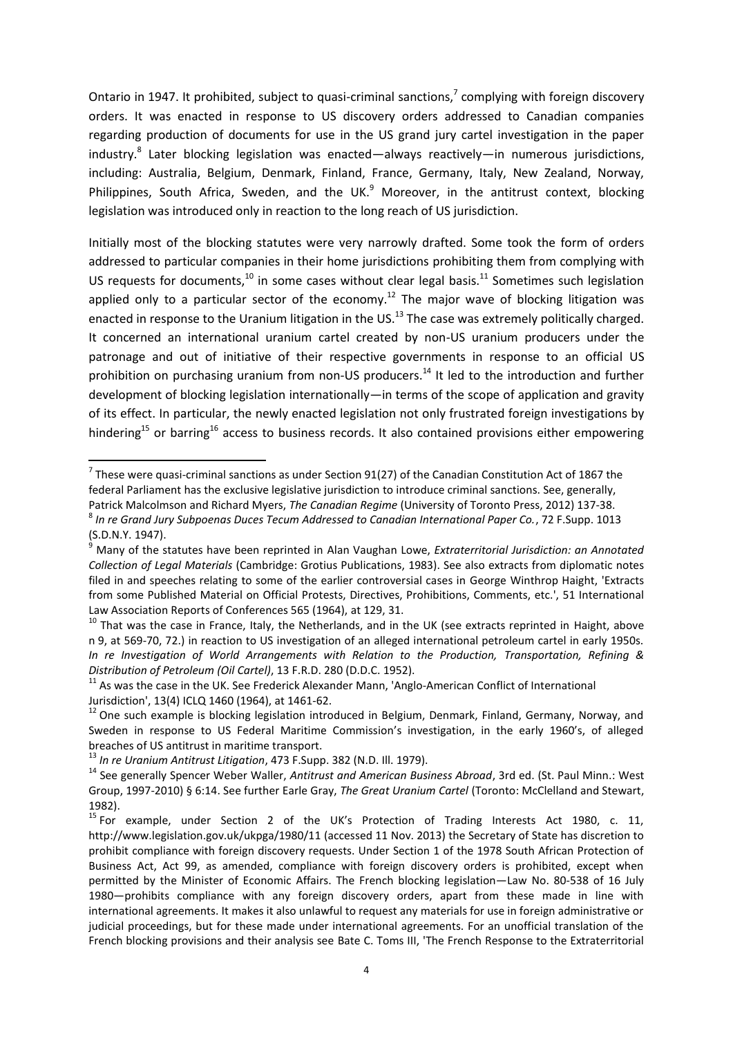Ontario in 1947. It prohibited, subject to quasi-criminal sanctions,[7] complying with foreign discovery orders. It was enacted in response to US discovery orders addressed to Canadian companies regarding production of documents for use in the US grand jury cartel investigation in the paper industry.[8] Later blocking legislation was enacted—always reactively—in numerous jurisdictions, including: Australia, Belgium, Denmark, Finland, France, Germany, Italy, New Zealand, Norway, Philippines, South Africa, Sweden, and the UK.[9] Moreover, in the antitrust context, blocking legislation was introduced only in reaction to the long reach of US jurisdiction.

Initially most of the blocking statutes were very narrowly drafted. Some took the form of orders addressed to particular companies in their home jurisdictions prohibiting them from complying with US requests for documents,[10] in some cases without clear legal basis.[11] Sometimes such legislation applied only to a particular sector of the economy.[12] The major wave of blocking litigation was enacted in response to the Uranium litigation in the US.[13] The case was extremely politically charged. It concerned an international uranium cartel created by non-US uranium producers under the patronage and out of initiative of their respective governments in response to an official US prohibition on purchasing uranium from non-US producers.[14] It led to the introduction and further development of blocking legislation internationally—in terms of the scope of application and gravity of its effect. In particular, the newly enacted legislation not only frustrated foreign investigations by hindering[15] or barring[16] access to business records. It also contained provisions either empowering

---

[7] These were quasi-criminal sanctions as under Section 91(27) of the Canadian Constitution Act of 1867 the federal Parliament has the exclusive legislative jurisdiction to introduce criminal sanctions. See, generally, Patrick Malcolmson and Richard Myers, *The Canadian Regime* (University of Toronto Press, 2012) 137-38.

[8] *In re Grand Jury Subpoenas Duces Tecum Addressed to Canadian International Paper Co.*, 72 F.Supp. 1013 (S.D.N.Y. 1947).

[9] Many of the statutes have been reprinted in Alan Vaughan Lowe, *Extraterritorial Jurisdiction: an Annotated Collection of Legal Materials* (Cambridge: Grotius Publications, 1983). See also extracts from diplomatic notes filed in and speeches relating to some of the earlier controversial cases in George Winthrop Haight, 'Extracts from some Published Material on Official Protests, Directives, Prohibitions, Comments, etc.', 51 International Law Association Reports of Conferences 565 (1964), at 129, 31.

[10] That was the case in France, Italy, the Netherlands, and in the UK (see extracts reprinted in Haight, above n 9, at 569-70, 72.) in reaction to US investigation of an alleged international petroleum cartel in early 1950s. *In re Investigation of World Arrangements with Relation to the Production, Transportation, Refining & Distribution of Petroleum (Oil Cartel)*, 13 F.R.D. 280 (D.D.C. 1952).

[11] As was the case in the UK. See Frederick Alexander Mann, 'Anglo-American Conflict of International Jurisdiction', 13(4) ICLQ 1460 (1964), at 1461-62.

[12] One such example is blocking legislation introduced in Belgium, Denmark, Finland, Germany, Norway, and Sweden in response to US Federal Maritime Commission's investigation, in the early 1960's, of alleged breaches of US antitrust in maritime transport.

[13] *In re Uranium Antitrust Litigation*, 473 F.Supp. 382 (N.D. Ill. 1979).

[14] See generally Spencer Weber Waller, *Antitrust and American Business Abroad*, 3rd ed. (St. Paul Minn.: West Group, 1997-2010) § 6:14. See further Earle Gray, *The Great Uranium Cartel* (Toronto: McClelland and Stewart, 1982).

[15] For example, under Section 2 of the UK's Protection of Trading Interests Act 1980, c. 11, http://www.legislation.gov.uk/ukpga/1980/11 (accessed 11 Nov. 2013) the Secretary of State has discretion to prohibit compliance with foreign discovery requests. Under Section 1 of the 1978 South African Protection of Business Act, Act 99, as amended, compliance with foreign discovery orders is prohibited, except when permitted by the Minister of Economic Affairs. The French blocking legislation—Law No. 80-538 of 16 July 1980—prohibits compliance with any foreign discovery orders, apart from these made in line with international agreements. It makes it also unlawful to request any materials for use in foreign administrative or judicial proceedings, but for these made under international agreements. For an unofficial translation of the French blocking provisions and their analysis see Bate C. Toms III, 'The French Response to the Extraterritorial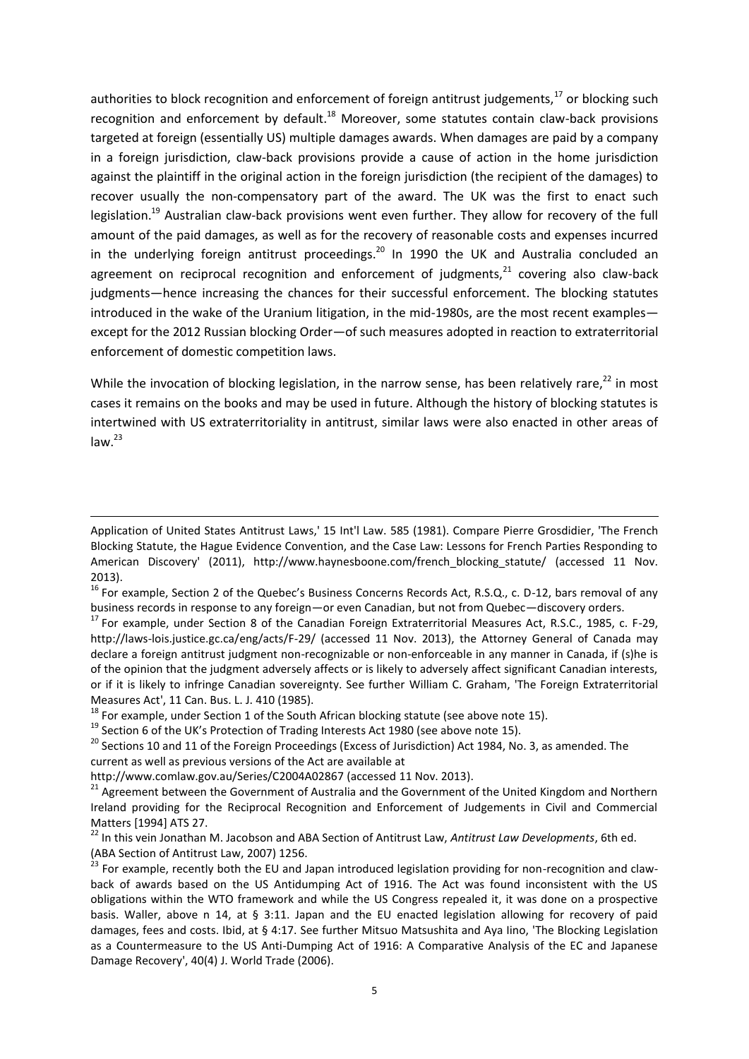authorities to block recognition and enforcement of foreign antitrust judgements,[17] or blocking such recognition and enforcement by default.[18] Moreover, some statutes contain claw-back provisions targeted at foreign (essentially US) multiple damages awards. When damages are paid by a company in a foreign jurisdiction, claw-back provisions provide a cause of action in the home jurisdiction against the plaintiff in the original action in the foreign jurisdiction (the recipient of the damages) to recover usually the non-compensatory part of the award. The UK was the first to enact such legislation.[19] Australian claw-back provisions went even further. They allow for recovery of the full amount of the paid damages, as well as for the recovery of reasonable costs and expenses incurred in the underlying foreign antitrust proceedings.[20] In 1990 the UK and Australia concluded an agreement on reciprocal recognition and enforcement of judgments,[21] covering also claw-back judgments—hence increasing the chances for their successful enforcement. The blocking statutes introduced in the wake of the Uranium litigation, in the mid-1980s, are the most recent examples—except for the 2012 Russian blocking Order—of such measures adopted in reaction to extraterritorial enforcement of domestic competition laws.

While the invocation of blocking legislation, in the narrow sense, has been relatively rare,[22] in most cases it remains on the books and may be used in future. Although the history of blocking statutes is intertwined with US extraterritoriality in antitrust, similar laws were also enacted in other areas of law.[23]

---

Application of United States Antitrust Laws,' 15 Int'l Law. 585 (1981). Compare Pierre Grosdidier, 'The French Blocking Statute, the Hague Evidence Convention, and the Case Law: Lessons for French Parties Responding to American Discovery' (2011), http://www.haynesboone.com/french_blocking_statute/ (accessed 11 Nov. 2013).

[16] For example, Section 2 of the Quebec's Business Concerns Records Act, R.S.Q., c. D-12, bars removal of any business records in response to any foreign—or even Canadian, but not from Quebec—discovery orders.

[17] For example, under Section 8 of the Canadian Foreign Extraterritorial Measures Act, R.S.C., 1985, c. F-29, http://laws-lois.justice.gc.ca/eng/acts/F-29/ (accessed 11 Nov. 2013), the Attorney General of Canada may declare a foreign antitrust judgment non-recognizable or non-enforceable in any manner in Canada, if (s)he is of the opinion that the judgment adversely affects or is likely to adversely affect significant Canadian interests, or if it is likely to infringe Canadian sovereignty. See further William C. Graham, 'The Foreign Extraterritorial Measures Act', 11 Can. Bus. L. J. 410 (1985).

[18] For example, under Section 1 of the South African blocking statute (see above note 15).

[19] Section 6 of the UK's Protection of Trading Interests Act 1980 (see above note 15).

[20] Sections 10 and 11 of the Foreign Proceedings (Excess of Jurisdiction) Act 1984, No. 3, as amended. The current as well as previous versions of the Act are available at http://www.comlaw.gov.au/Series/C2004A02867 (accessed 11 Nov. 2013).

[21] Agreement between the Government of Australia and the Government of the United Kingdom and Northern Ireland providing for the Reciprocal Recognition and Enforcement of Judgements in Civil and Commercial Matters [1994] ATS 27.

[22] In this vein Jonathan M. Jacobson and ABA Section of Antitrust Law, *Antitrust Law Developments*, 6th ed. (ABA Section of Antitrust Law, 2007) 1256.

[23] For example, recently both the EU and Japan introduced legislation providing for non-recognition and claw-back of awards based on the US Antidumping Act of 1916. The Act was found inconsistent with the US obligations within the WTO framework and while the US Congress repealed it, it was done on a prospective basis. Waller, above n 14, at § 3:11. Japan and the EU enacted legislation allowing for recovery of paid damages, fees and costs. Ibid, at § 4:17. See further Mitsuo Matsushita and Aya Iino, 'The Blocking Legislation as a Countermeasure to the US Anti-Dumping Act of 1916: A Comparative Analysis of the EC and Japanese Damage Recovery', 40(4) J. World Trade (2006).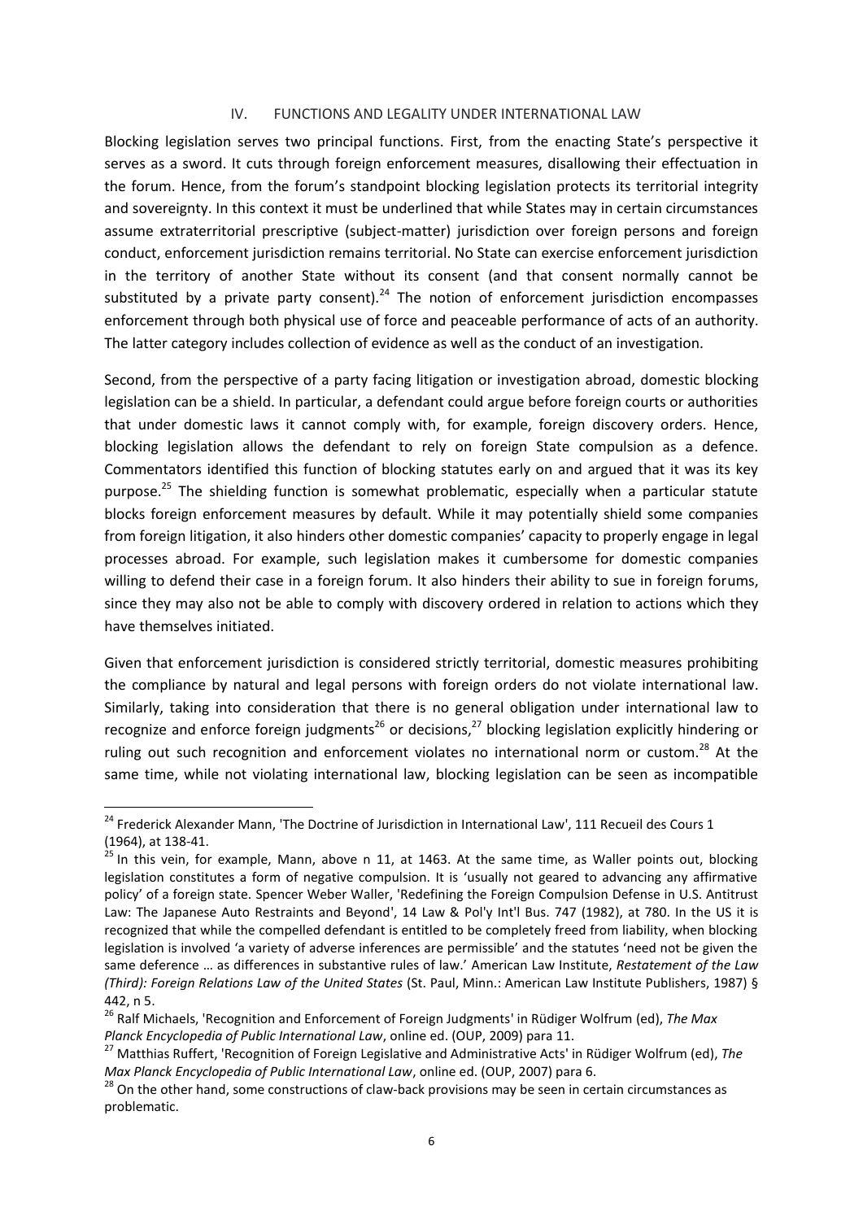## IV. FUNCTIONS AND LEGALITY UNDER INTERNATIONAL LAW

Blocking legislation serves two principal functions. First, from the enacting State's perspective it serves as a sword. It cuts through foreign enforcement measures, disallowing their effectuation in the forum. Hence, from the forum's standpoint blocking legislation protects its territorial integrity and sovereignty. In this context it must be underlined that while States may in certain circumstances assume extraterritorial prescriptive (subject-matter) jurisdiction over foreign persons and foreign conduct, enforcement jurisdiction remains territorial. No State can exercise enforcement jurisdiction in the territory of another State without its consent (and that consent normally cannot be substituted by a private party consent).[24] The notion of enforcement jurisdiction encompasses enforcement through both physical use of force and peaceable performance of acts of an authority. The latter category includes collection of evidence as well as the conduct of an investigation.

Second, from the perspective of a party facing litigation or investigation abroad, domestic blocking legislation can be a shield. In particular, a defendant could argue before foreign courts or authorities that under domestic laws it cannot comply with, for example, foreign discovery orders. Hence, blocking legislation allows the defendant to rely on foreign State compulsion as a defence. Commentators identified this function of blocking statutes early on and argued that it was its key purpose.[25] The shielding function is somewhat problematic, especially when a particular statute blocks foreign enforcement measures by default. While it may potentially shield some companies from foreign litigation, it also hinders other domestic companies' capacity to properly engage in legal processes abroad. For example, such legislation makes it cumbersome for domestic companies willing to defend their case in a foreign forum. It also hinders their ability to sue in foreign forums, since they may also not be able to comply with discovery ordered in relation to actions which they have themselves initiated.

Given that enforcement jurisdiction is considered strictly territorial, domestic measures prohibiting the compliance by natural and legal persons with foreign orders do not violate international law. Similarly, taking into consideration that there is no general obligation under international law to recognize and enforce foreign judgments[26] or decisions,[27] blocking legislation explicitly hindering or ruling out such recognition and enforcement violates no international norm or custom.[28] At the same time, while not violating international law, blocking legislation can be seen as incompatible

---

[24] Frederick Alexander Mann, 'The Doctrine of Jurisdiction in International Law', 111 Recueil des Cours 1 (1964), at 138-41.

[25] In this vein, for example, Mann, above n 11, at 1463. At the same time, as Waller points out, blocking legislation constitutes a form of negative compulsion. It is 'usually not geared to advancing any affirmative policy' of a foreign state. Spencer Weber Waller, 'Redefining the Foreign Compulsion Defense in U.S. Antitrust Law: The Japanese Auto Restraints and Beyond', 14 Law & Pol'y Int'l Bus. 747 (1982), at 780. In the US it is recognized that while the compelled defendant is entitled to be completely freed from liability, when blocking legislation is involved 'a variety of adverse inferences are permissible' and the statutes 'need not be given the same deference … as differences in substantive rules of law.' American Law Institute, *Restatement of the Law (Third): Foreign Relations Law of the United States* (St. Paul, Minn.: American Law Institute Publishers, 1987) § 442, n 5.

[26] Ralf Michaels, 'Recognition and Enforcement of Foreign Judgments' in Rüdiger Wolfrum (ed), *The Max Planck Encyclopedia of Public International Law*, online ed. (OUP, 2009) para 11.

[27] Matthias Ruffert, 'Recognition of Foreign Legislative and Administrative Acts' in Rüdiger Wolfrum (ed), *The Max Planck Encyclopedia of Public International Law*, online ed. (OUP, 2007) para 6.

[28] On the other hand, some constructions of claw-back provisions may be seen in certain circumstances as problematic.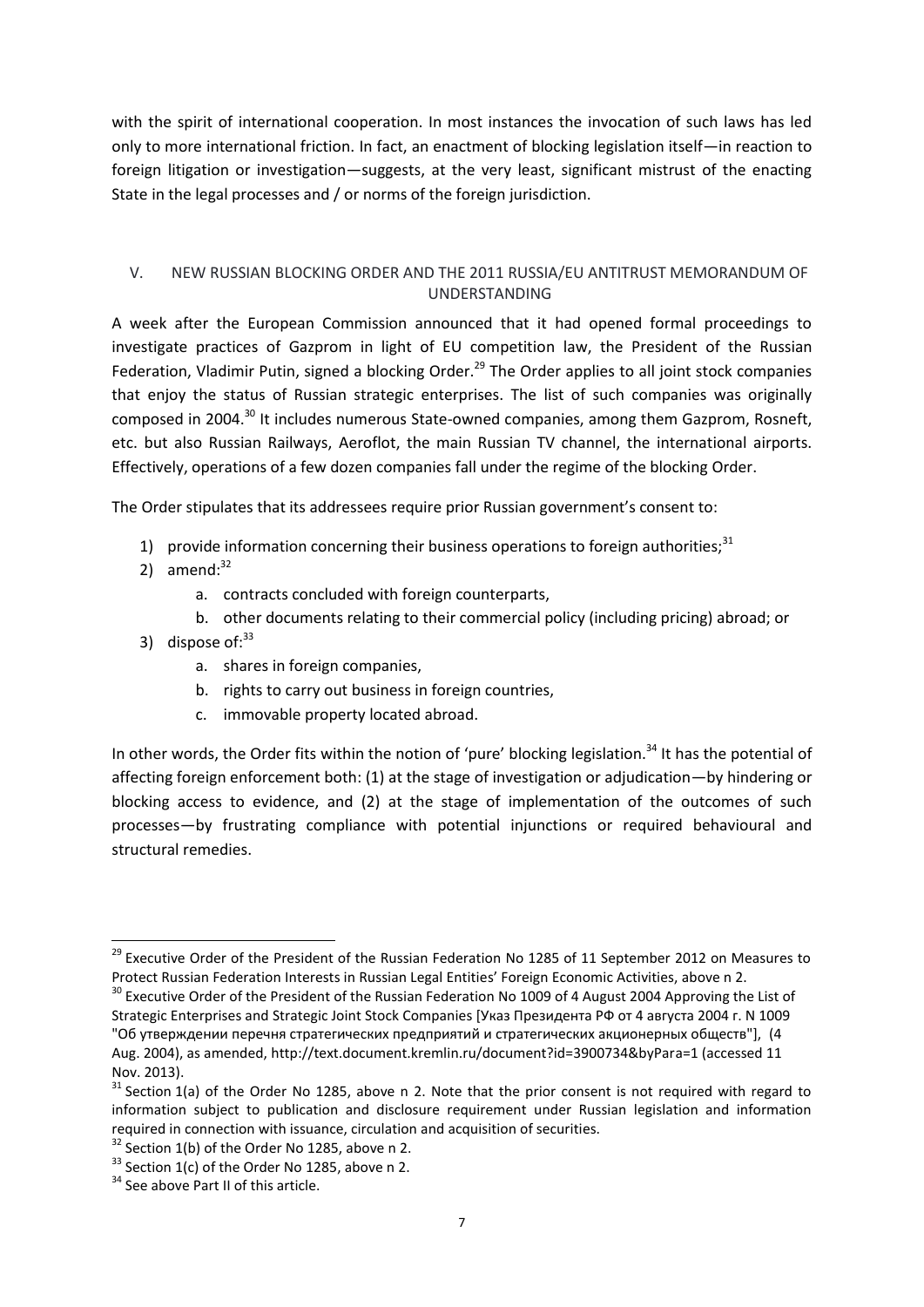with the spirit of international cooperation. In most instances the invocation of such laws has led only to more international friction. In fact, an enactment of blocking legislation itself—in reaction to foreign litigation or investigation—suggests, at the very least, significant mistrust of the enacting State in the legal processes and / or norms of the foreign jurisdiction.

## V. NEW RUSSIAN BLOCKING ORDER AND THE 2011 RUSSIA/EU ANTITRUST MEMORANDUM OF UNDERSTANDING

A week after the European Commission announced that it had opened formal proceedings to investigate practices of Gazprom in light of EU competition law, the President of the Russian Federation, Vladimir Putin, signed a blocking Order.[29] The Order applies to all joint stock companies that enjoy the status of Russian strategic enterprises. The list of such companies was originally composed in 2004.[30] It includes numerous State-owned companies, among them Gazprom, Rosneft, etc. but also Russian Railways, Aeroflot, the main Russian TV channel, the international airports. Effectively, operations of a few dozen companies fall under the regime of the blocking Order.

The Order stipulates that its addressees require prior Russian government's consent to:

1) provide information concerning their business operations to foreign authorities;[31]
2) amend:[32]
    a. contracts concluded with foreign counterparts,
    b. other documents relating to their commercial policy (including pricing) abroad; or
3) dispose of:[33]
    a. shares in foreign companies,
    b. rights to carry out business in foreign countries,
    c. immovable property located abroad.

In other words, the Order fits within the notion of 'pure' blocking legislation.[34] It has the potential of affecting foreign enforcement both: (1) at the stage of investigation or adjudication—by hindering or blocking access to evidence, and (2) at the stage of implementation of the outcomes of such processes—by frustrating compliance with potential injunctions or required behavioural and structural remedies.

---

[29] Executive Order of the President of the Russian Federation No 1285 of 11 September 2012 on Measures to Protect Russian Federation Interests in Russian Legal Entities' Foreign Economic Activities, above n 2.

[30] Executive Order of the President of the Russian Federation No 1009 of 4 August 2004 Approving the List of Strategic Enterprises and Strategic Joint Stock Companies [Указ Президента РФ от 4 августа 2004 г. N 1009 "Об утверждении перечня стратегических предприятий и стратегических акционерных обществ"], (4 Aug. 2004), as amended, http://text.document.kremlin.ru/document?id=3900734&byPara=1 (accessed 11 Nov. 2013).

[31] Section 1(a) of the Order No 1285, above n 2. Note that the prior consent is not required with regard to information subject to publication and disclosure requirement under Russian legislation and information required in connection with issuance, circulation and acquisition of securities.

[32] Section 1(b) of the Order No 1285, above n 2.

[33] Section 1(c) of the Order No 1285, above n 2.

[34] See above Part II of this article.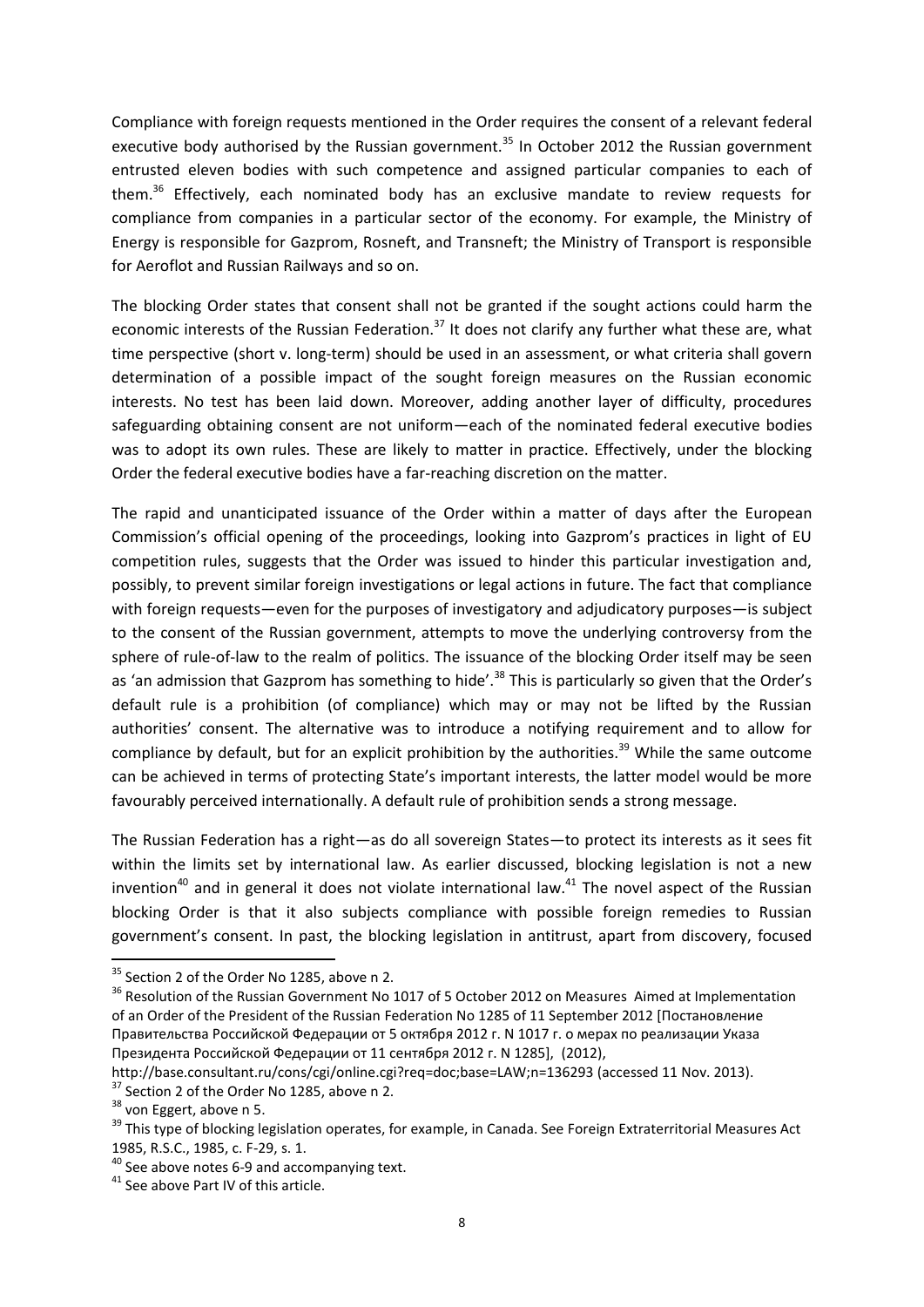Compliance with foreign requests mentioned in the Order requires the consent of a relevant federal executive body authorised by the Russian government.[35] In October 2012 the Russian government entrusted eleven bodies with such competence and assigned particular companies to each of them.[36] Effectively, each nominated body has an exclusive mandate to review requests for compliance from companies in a particular sector of the economy. For example, the Ministry of Energy is responsible for Gazprom, Rosneft, and Transneft; the Ministry of Transport is responsible for Aeroflot and Russian Railways and so on.

The blocking Order states that consent shall not be granted if the sought actions could harm the economic interests of the Russian Federation.[37] It does not clarify any further what these are, what time perspective (short v. long-term) should be used in an assessment, or what criteria shall govern determination of a possible impact of the sought foreign measures on the Russian economic interests. No test has been laid down. Moreover, adding another layer of difficulty, procedures safeguarding obtaining consent are not uniform—each of the nominated federal executive bodies was to adopt its own rules. These are likely to matter in practice. Effectively, under the blocking Order the federal executive bodies have a far-reaching discretion on the matter.

The rapid and unanticipated issuance of the Order within a matter of days after the European Commission's official opening of the proceedings, looking into Gazprom's practices in light of EU competition rules, suggests that the Order was issued to hinder this particular investigation and, possibly, to prevent similar foreign investigations or legal actions in future. The fact that compliance with foreign requests—even for the purposes of investigatory and adjudicatory purposes—is subject to the consent of the Russian government, attempts to move the underlying controversy from the sphere of rule-of-law to the realm of politics. The issuance of the blocking Order itself may be seen as 'an admission that Gazprom has something to hide'.[38] This is particularly so given that the Order's default rule is a prohibition (of compliance) which may or may not be lifted by the Russian authorities' consent. The alternative was to introduce a notifying requirement and to allow for compliance by default, but for an explicit prohibition by the authorities.[39] While the same outcome can be achieved in terms of protecting State's important interests, the latter model would be more favourably perceived internationally. A default rule of prohibition sends a strong message.

The Russian Federation has a right—as do all sovereign States—to protect its interests as it sees fit within the limits set by international law. As earlier discussed, blocking legislation is not a new invention[40] and in general it does not violate international law.[41] The novel aspect of the Russian blocking Order is that it also subjects compliance with possible foreign remedies to Russian government's consent. In past, the blocking legislation in antitrust, apart from discovery, focused

---

[35] Section 2 of the Order No 1285, above n 2.

[36] Resolution of the Russian Government No 1017 of 5 October 2012 on Measures Aimed at Implementation of an Order of the President of the Russian Federation No 1285 of 11 September 2012 [Постановление Правительства Российской Федерации от 5 октября 2012 г. N 1017 г. о мерах по реализации Указа Президента Российской Федерации от 11 сентября 2012 г. N 1285], (2012), http://base.consultant.ru/cons/cgi/online.cgi?req=doc;base=LAW;n=136293 (accessed 11 Nov. 2013).

[37] Section 2 of the Order No 1285, above n 2.

[38] von Eggert, above n 5.

[39] This type of blocking legislation operates, for example, in Canada. See Foreign Extraterritorial Measures Act 1985, R.S.C., 1985, c. F-29, s. 1.

[40] See above notes 6-9 and accompanying text.

[41] See above Part IV of this article.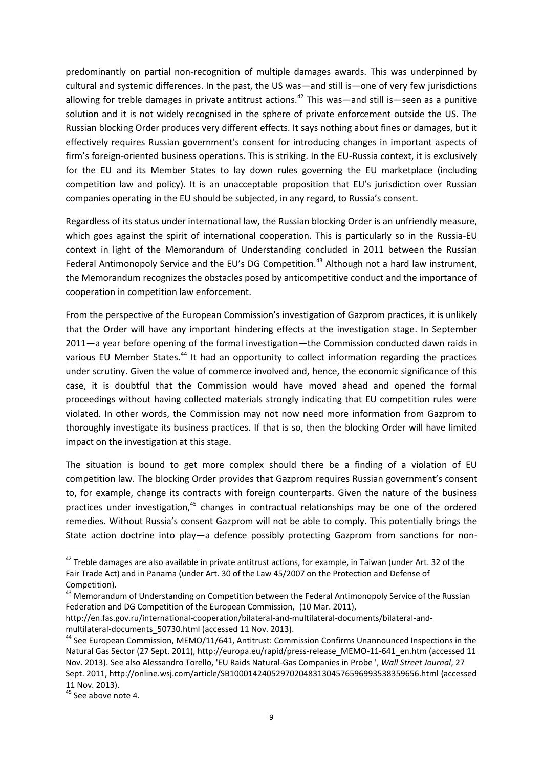predominantly on partial non-recognition of multiple damages awards. This was underpinned by cultural and systemic differences. In the past, the US was—and still is—one of very few jurisdictions allowing for treble damages in private antitrust actions.[42] This was—and still is—seen as a punitive solution and it is not widely recognised in the sphere of private enforcement outside the US. The Russian blocking Order produces very different effects. It says nothing about fines or damages, but it effectively requires Russian government's consent for introducing changes in important aspects of firm's foreign-oriented business operations. This is striking. In the EU-Russia context, it is exclusively for the EU and its Member States to lay down rules governing the EU marketplace (including competition law and policy). It is an unacceptable proposition that EU's jurisdiction over Russian companies operating in the EU should be subjected, in any regard, to Russia's consent.

Regardless of its status under international law, the Russian blocking Order is an unfriendly measure, which goes against the spirit of international cooperation. This is particularly so in the Russia-EU context in light of the Memorandum of Understanding concluded in 2011 between the Russian Federal Antimonopoly Service and the EU's DG Competition.[43] Although not a hard law instrument, the Memorandum recognizes the obstacles posed by anticompetitive conduct and the importance of cooperation in competition law enforcement.

From the perspective of the European Commission's investigation of Gazprom practices, it is unlikely that the Order will have any important hindering effects at the investigation stage. In September 2011—a year before opening of the formal investigation—the Commission conducted dawn raids in various EU Member States.[44] It had an opportunity to collect information regarding the practices under scrutiny. Given the value of commerce involved and, hence, the economic significance of this case, it is doubtful that the Commission would have moved ahead and opened the formal proceedings without having collected materials strongly indicating that EU competition rules were violated. In other words, the Commission may not now need more information from Gazprom to thoroughly investigate its business practices. If that is so, then the blocking Order will have limited impact on the investigation at this stage.

The situation is bound to get more complex should there be a finding of a violation of EU competition law. The blocking Order provides that Gazprom requires Russian government's consent to, for example, change its contracts with foreign counterparts. Given the nature of the business practices under investigation,[45] changes in contractual relationships may be one of the ordered remedies. Without Russia's consent Gazprom will not be able to comply. This potentially brings the State action doctrine into play—a defence possibly protecting Gazprom from sanctions for non-

---

[42] Treble damages are also available in private antitrust actions, for example, in Taiwan (under Art. 32 of the Fair Trade Act) and in Panama (under Art. 30 of the Law 45/2007 on the Protection and Defense of Competition).

[43] Memorandum of Understanding on Competition between the Federal Antimonopoly Service of the Russian Federation and DG Competition of the European Commission, (10 Mar. 2011), http://en.fas.gov.ru/international-cooperation/bilateral-and-multilateral-documents/bilateral-and-multilateral-documents_50730.html (accessed 11 Nov. 2013).

[44] See European Commission, MEMO/11/641, Antitrust: Commission Confirms Unannounced Inspections in the Natural Gas Sector (27 Sept. 2011), http://europa.eu/rapid/press-release_MEMO-11-641_en.htm (accessed 11 Nov. 2013). See also Alessandro Torello, 'EU Raids Natural-Gas Companies in Probe ', *Wall Street Journal*, 27 Sept. 2011, http://online.wsj.com/article/SB10001424052970204831304576596993538359656.html (accessed 11 Nov. 2013).

[45] See above note 4.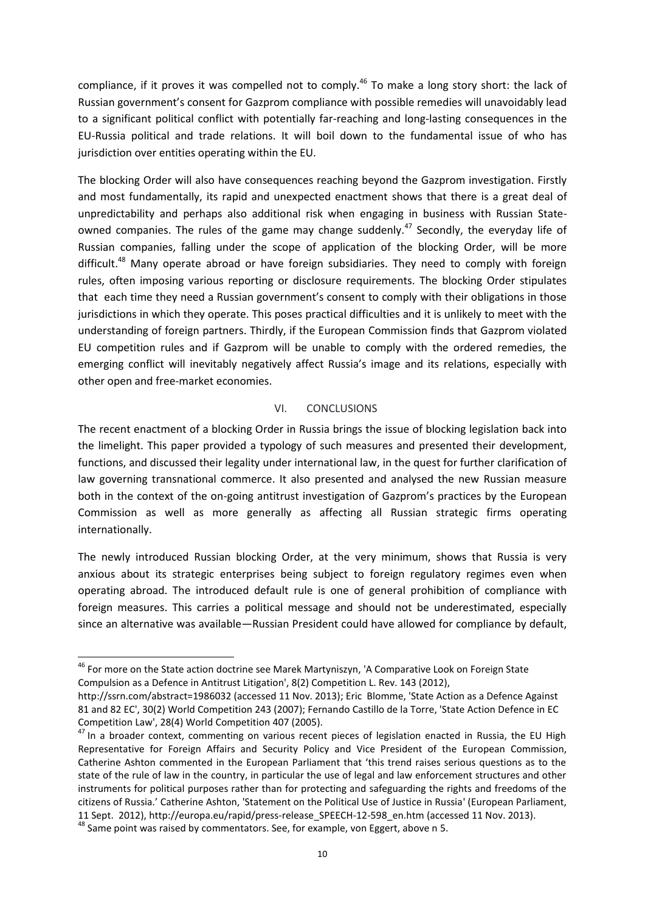compliance, if it proves it was compelled not to comply.[46] To make a long story short: the lack of Russian government's consent for Gazprom compliance with possible remedies will unavoidably lead to a significant political conflict with potentially far-reaching and long-lasting consequences in the EU-Russia political and trade relations. It will boil down to the fundamental issue of who has jurisdiction over entities operating within the EU.

The blocking Order will also have consequences reaching beyond the Gazprom investigation. Firstly and most fundamentally, its rapid and unexpected enactment shows that there is a great deal of unpredictability and perhaps also additional risk when engaging in business with Russian State-owned companies. The rules of the game may change suddenly.[47] Secondly, the everyday life of Russian companies, falling under the scope of application of the blocking Order, will be more difficult.[48] Many operate abroad or have foreign subsidiaries. They need to comply with foreign rules, often imposing various reporting or disclosure requirements. The blocking Order stipulates that each time they need a Russian government's consent to comply with their obligations in those jurisdictions in which they operate. This poses practical difficulties and it is unlikely to meet with the understanding of foreign partners. Thirdly, if the European Commission finds that Gazprom violated EU competition rules and if Gazprom will be unable to comply with the ordered remedies, the emerging conflict will inevitably negatively affect Russia's image and its relations, especially with other open and free-market economies.

## VI. CONCLUSIONS

The recent enactment of a blocking Order in Russia brings the issue of blocking legislation back into the limelight. This paper provided a typology of such measures and presented their development, functions, and discussed their legality under international law, in the quest for further clarification of law governing transnational commerce. It also presented and analysed the new Russian measure both in the context of the on-going antitrust investigation of Gazprom's practices by the European Commission as well as more generally as affecting all Russian strategic firms operating internationally.

The newly introduced Russian blocking Order, at the very minimum, shows that Russia is very anxious about its strategic enterprises being subject to foreign regulatory regimes even when operating abroad. The introduced default rule is one of general prohibition of compliance with foreign measures. This carries a political message and should not be underestimated, especially since an alternative was available—Russian President could have allowed for compliance by default,

---

[46] For more on the State action doctrine see Marek Martyniszyn, 'A Comparative Look on Foreign State Compulsion as a Defence in Antitrust Litigation', 8(2) Competition L. Rev. 143 (2012), http://ssrn.com/abstract=1986032 (accessed 11 Nov. 2013); Eric Blomme, 'State Action as a Defence Against 81 and 82 EC', 30(2) World Competition 243 (2007); Fernando Castillo de la Torre, 'State Action Defence in EC Competition Law', 28(4) World Competition 407 (2005).

[47] In a broader context, commenting on various recent pieces of legislation enacted in Russia, the EU High Representative for Foreign Affairs and Security Policy and Vice President of the European Commission, Catherine Ashton commented in the European Parliament that 'this trend raises serious questions as to the state of the rule of law in the country, in particular the use of legal and law enforcement structures and other instruments for political purposes rather than for protecting and safeguarding the rights and freedoms of the citizens of Russia.' Catherine Ashton, 'Statement on the Political Use of Justice in Russia' (European Parliament, 11 Sept. 2012), http://europa.eu/rapid/press-release_SPEECH-12-598_en.htm (accessed 11 Nov. 2013).

[48] Same point was raised by commentators. See, for example, von Eggert, above n 5.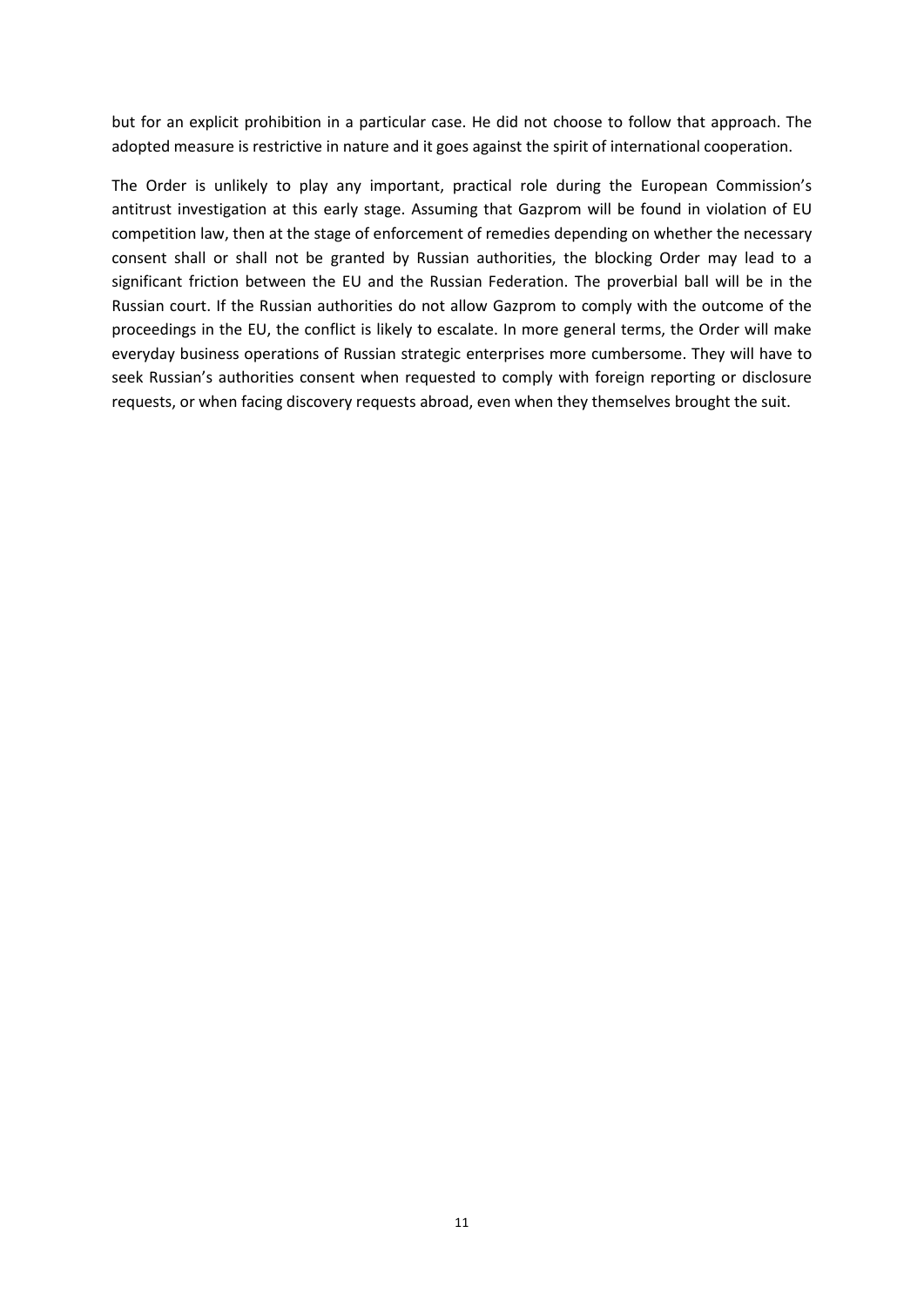but for an explicit prohibition in a particular case. He did not choose to follow that approach. The adopted measure is restrictive in nature and it goes against the spirit of international cooperation.

The Order is unlikely to play any important, practical role during the European Commission's antitrust investigation at this early stage. Assuming that Gazprom will be found in violation of EU competition law, then at the stage of enforcement of remedies depending on whether the necessary consent shall or shall not be granted by Russian authorities, the blocking Order may lead to a significant friction between the EU and the Russian Federation. The proverbial ball will be in the Russian court. If the Russian authorities do not allow Gazprom to comply with the outcome of the proceedings in the EU, the conflict is likely to escalate. In more general terms, the Order will make everyday business operations of Russian strategic enterprises more cumbersome. They will have to seek Russian's authorities consent when requested to comply with foreign reporting or disclosure requests, or when facing discovery requests abroad, even when they themselves brought the suit.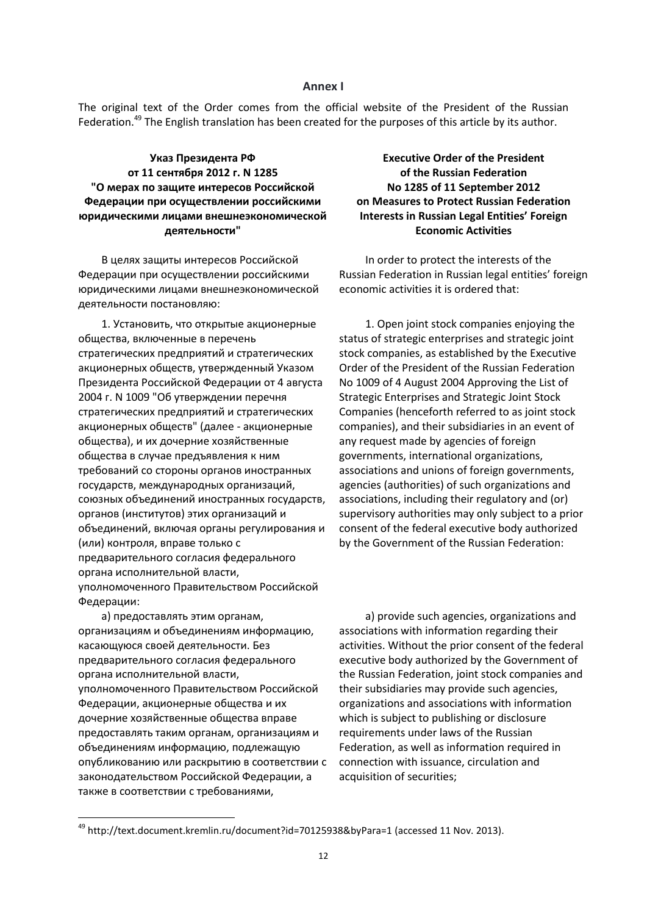**Annex I**

The original text of the Order comes from the official website of the President of the Russian Federation.[49] The English translation has been created for the purposes of this article by its author.

**Указ Президента РФ от 11 сентября 2012 г. N 1285 "О мерах по защите интересов Российской Федерации при осуществлении российскими юридическими лицами внешнеэкономической деятельности"**

В целях защиты интересов Российской Федерации при осуществлении российскими юридическими лицами внешнеэкономической деятельности постановляю:

1. Установить, что открытые акционерные общества, включенные в перечень стратегических предприятий и стратегических акционерных обществ, утвержденный Указом Президента Российской Федерации от 4 августа 2004 г. N 1009 "Об утверждении перечня стратегических предприятий и стратегических акционерных обществ" (далее - акционерные общества), и их дочерние хозяйственные общества в случае предъявления к ним требований со стороны органов иностранных государств, международных организаций, союзных объединений иностранных государств, органов (институтов) этих организаций и объединений, включая органы регулирования и (или) контроля, вправе только с предварительного согласия федерального органа исполнительной власти, уполномоченного Правительством Российской Федерации:

а) предоставлять этим органам, организациям и объединениям информацию, касающуюся своей деятельности. Без предварительного согласия федерального органа исполнительной власти, уполномоченного Правительством Российской Федерации, акционерные общества и их дочерние хозяйственные общества вправе предоставлять таким органам, организациям и объединениям информацию, подлежащую опубликованию или раскрытию в соответствии с законодательством Российской Федерации, а также в соответствии с требованиями,

**Executive Order of the President of the Russian Federation No 1285 of 11 September 2012 on Measures to Protect Russian Federation Interests in Russian Legal Entities' Foreign Economic Activities**

In order to protect the interests of the Russian Federation in Russian legal entities' foreign economic activities it is ordered that:

1. Open joint stock companies enjoying the status of strategic enterprises and strategic joint stock companies, as established by the Executive Order of the President of the Russian Federation No 1009 of 4 August 2004 Approving the List of Strategic Enterprises and Strategic Joint Stock Companies (henceforth referred to as joint stock companies), and their subsidiaries in an event of any request made by agencies of foreign governments, international organizations, associations and unions of foreign governments, agencies (authorities) of such organizations and associations, including their regulatory and (or) supervisory authorities may only subject to a prior consent of the federal executive body authorized by the Government of the Russian Federation:

a) provide such agencies, organizations and associations with information regarding their activities. Without the prior consent of the federal executive body authorized by the Government of the Russian Federation, joint stock companies and their subsidiaries may provide such agencies, organizations and associations with information which is subject to publishing or disclosure requirements under laws of the Russian Federation, as well as information required in connection with issuance, circulation and acquisition of securities;

[49] http://text.document.kremlin.ru/document?id=70125938&byPara=1 (accessed 11 Nov. 2013).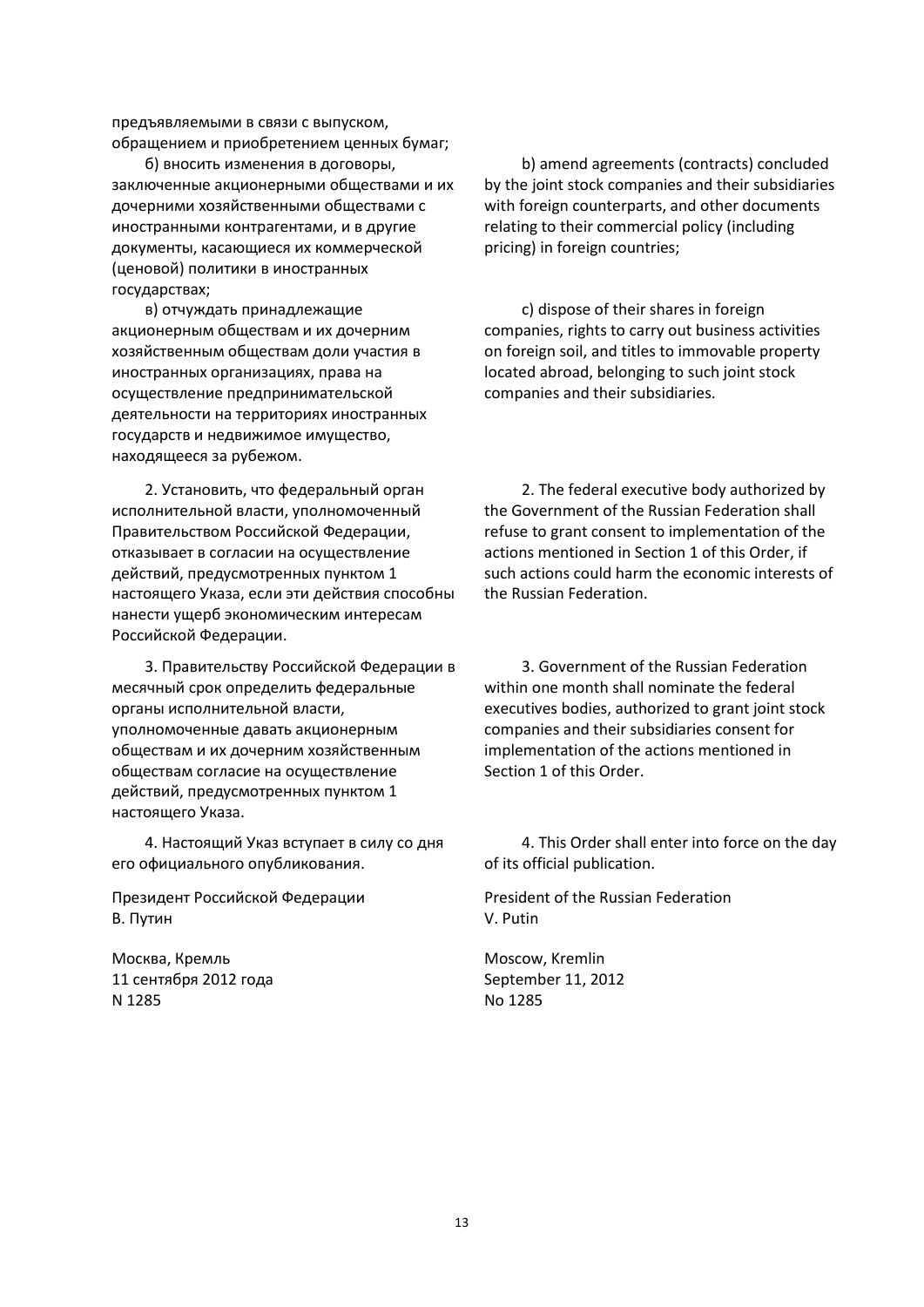предъявляемыми в связи с выпуском, обращением и приобретением ценных бумаг;

б) вносить изменения в договоры, заключенные акционерными обществами и их дочерними хозяйственными обществами с иностранными контрагентами, и в другие документы, касающиеся их коммерческой (ценовой) политики в иностранных государствах;

в) отчуждать принадлежащие акционерным обществам и их дочерним хозяйственным обществам доли участия в иностранных организациях, права на осуществление предпринимательской деятельности на территориях иностранных государств и недвижимое имущество, находящееся за рубежом.

2. Установить, что федеральный орган исполнительной власти, уполномоченный Правительством Российской Федерации, отказывает в согласии на осуществление действий, предусмотренных пунктом 1 настоящего Указа, если эти действия способны нанести ущерб экономическим интересам Российской Федерации.

3. Правительству Российской Федерации в месячный срок определить федеральные органы исполнительной власти, уполномоченные давать акционерным обществам и их дочерним хозяйственным обществам согласие на осуществление действий, предусмотренных пунктом 1 настоящего Указа.

4. Настоящий Указ вступает в силу со дня его официального опубликования.

Президент Российской Федерации
В. Путин

Москва, Кремль
11 сентября 2012 года
N 1285

b) amend agreements (contracts) concluded by the joint stock companies and their subsidiaries with foreign counterparts, and other documents relating to their commercial policy (including pricing) in foreign countries;

c) dispose of their shares in foreign companies, rights to carry out business activities on foreign soil, and titles to immovable property located abroad, belonging to such joint stock companies and their subsidiaries.

2. The federal executive body authorized by the Government of the Russian Federation shall refuse to grant consent to implementation of the actions mentioned in Section 1 of this Order, if such actions could harm the economic interests of the Russian Federation.

3. Government of the Russian Federation within one month shall nominate the federal executives bodies, authorized to grant joint stock companies and their subsidiaries consent for implementation of the actions mentioned in Section 1 of this Order.

4. This Order shall enter into force on the day of its official publication.

President of the Russian Federation
V. Putin

Moscow, Kremlin
September 11, 2012
No 1285